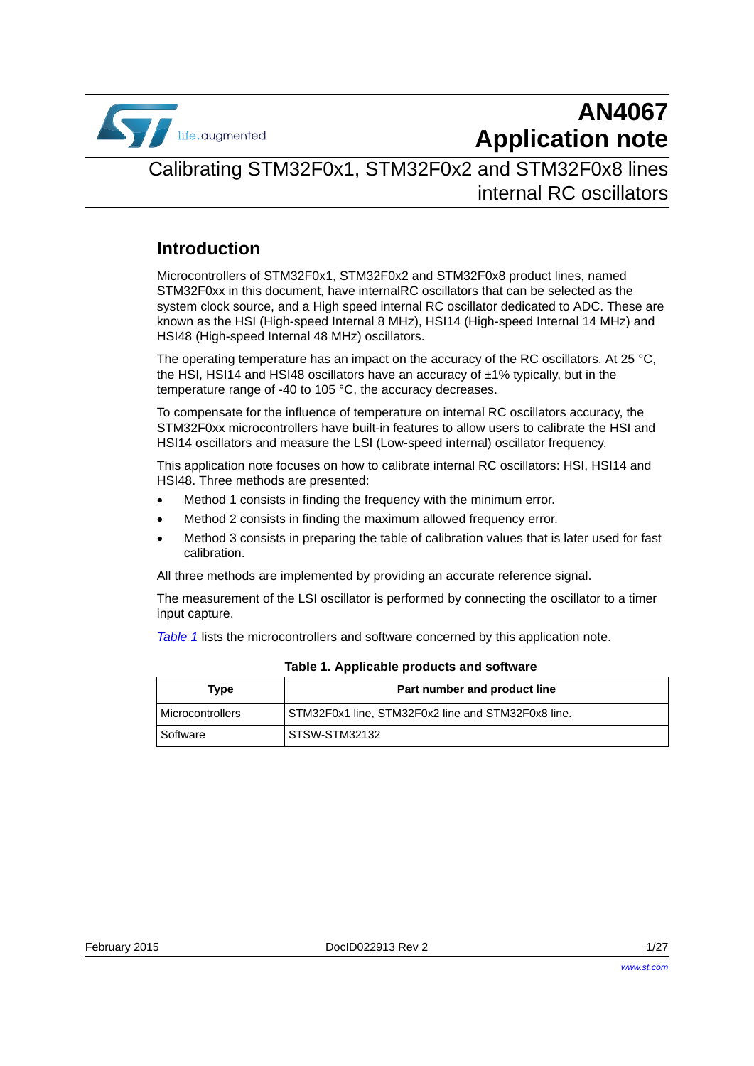# AN4067 Application note

## Calibrating STM32F0x1, STM32F0x2 and STM32F0x8 lines internal RC oscillators

## Introduction

Microcontrollers of STM32F0x1, STM32F0x2 and STM32F0x8 product lines, named STM32F0xx in this document, have internalRC oscillators that can be selected as the system clock source, and a High speed internal RC oscillator dedicated to ADC. These are known as the HSI (High-speed Internal 8 MHz), HSI14 (High-speed Internal 14 MHz) and HSI48 (High-speed Internal 48 MHz) oscillators.

The operating temperature has an impact on the accuracy of the RC oscillators. At 25 °C, the HSI, HSI14 and HSI48 oscillators have an accuracy of ±1% typically, but in the temperature range of -40 to 105 °C, the accuracy decreases.

To compensate for the influence of temperature on internal RC oscillators accuracy, the STM32F0xx microcontrollers have built-in features to allow users to calibrate the HSI and HSI14 oscillators and measure the LSI (Low-speed internal) oscillator frequency.

This application note focuses on how to calibrate internal RC oscillators: HSI, HSI14 and HSI48. Three methods are presented:

- Method 1 consists in finding the frequency with the minimum error.
- Method 2 consists in finding the maximum allowed frequency error.
- Method 3 consists in preparing the table of calibration values that is later used for fast calibration.

All three methods are implemented by providing an accurate reference signal.

The measurement of the LSI oscillator is performed by connecting the oscillator to a timer input capture.

*Table 1* lists the microcontrollers and software concerned by this application note.

**Table 1. Applicable products and software**

| Type | Part number and product line |
|---|---|
| Microcontrollers | STM32F0x1 line, STM32F0x2 line and STM32F0x8 line. |
| Software | STSW-STM32132 |

February 2015 DocID022913 Rev 2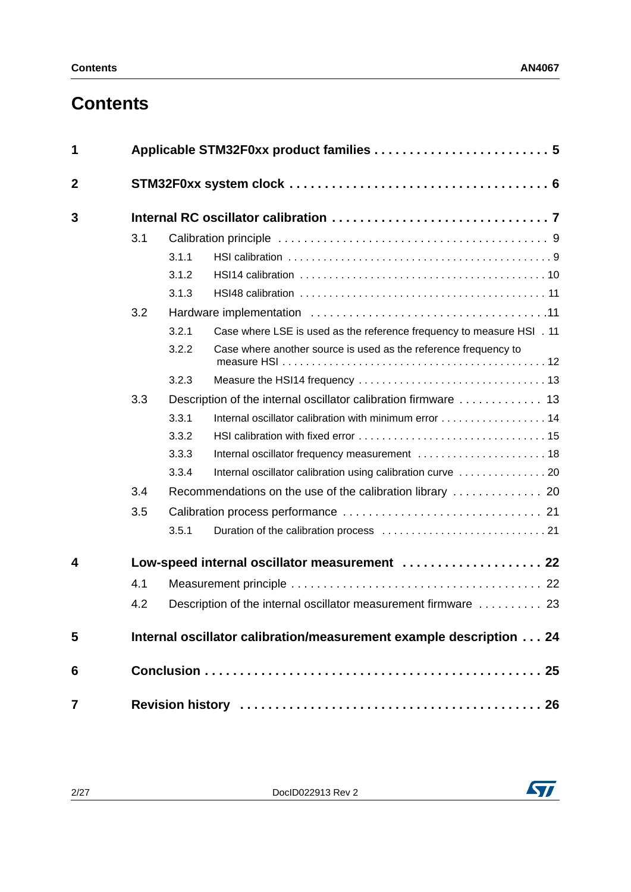# Contents

- **1 Applicable STM32F0xx product families . . . 5**
- **2 STM32F0xx system clock . . . 6**
- **3 Internal RC oscillator calibration . . . 7**
  - 3.1 Calibration principle . . . 9
    - 3.1.1 HSI calibration . . . 9
    - 3.1.2 HSI14 calibration . . . 10
    - 3.1.3 HSI48 calibration . . . 11
  - 3.2 Hardware implementation . . . 11
    - 3.2.1 Case where LSE is used as the reference frequency to measure HSI . 11
    - 3.2.2 Case where another source is used as the reference frequency to measure HSI . . . 12
    - 3.2.3 Measure the HSI14 frequency . . . 13
  - 3.3 Description of the internal oscillator calibration firmware . . . 13
    - 3.3.1 Internal oscillator calibration with minimum error . . . 14
    - 3.3.2 HSI calibration with fixed error . . . 15
    - 3.3.3 Internal oscillator frequency measurement . . . 18
    - 3.3.4 Internal oscillator calibration using calibration curve . . . 20
  - 3.4 Recommendations on the use of the calibration library . . . 20
  - 3.5 Calibration process performance . . . 21
    - 3.5.1 Duration of the calibration process . . . 21
- **4 Low-speed internal oscillator measurement . . . 22**
  - 4.1 Measurement principle . . . 22
  - 4.2 Description of the internal oscillator measurement firmware . . . 23
- **5 Internal oscillator calibration/measurement example description . . . 24**
- **6 Conclusion . . . 25**
- **7 Revision history . . . 26**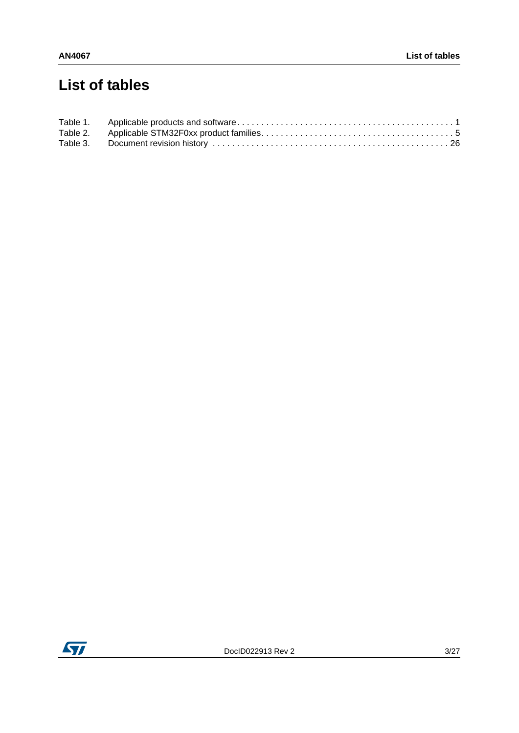# List of tables

Table 1. Applicable products and software . . . . . . . . . . . . . . . . . . . . . . . . . . . . . . . . . . . . . . . . . . . . 1
Table 2. Applicable STM32F0xx product families. . . . . . . . . . . . . . . . . . . . . . . . . . . . . . . . . . . . . . . 5
Table 3. Document revision history . . . . . . . . . . . . . . . . . . . . . . . . . . . . . . . . . . . . . . . . . . . . . . . 26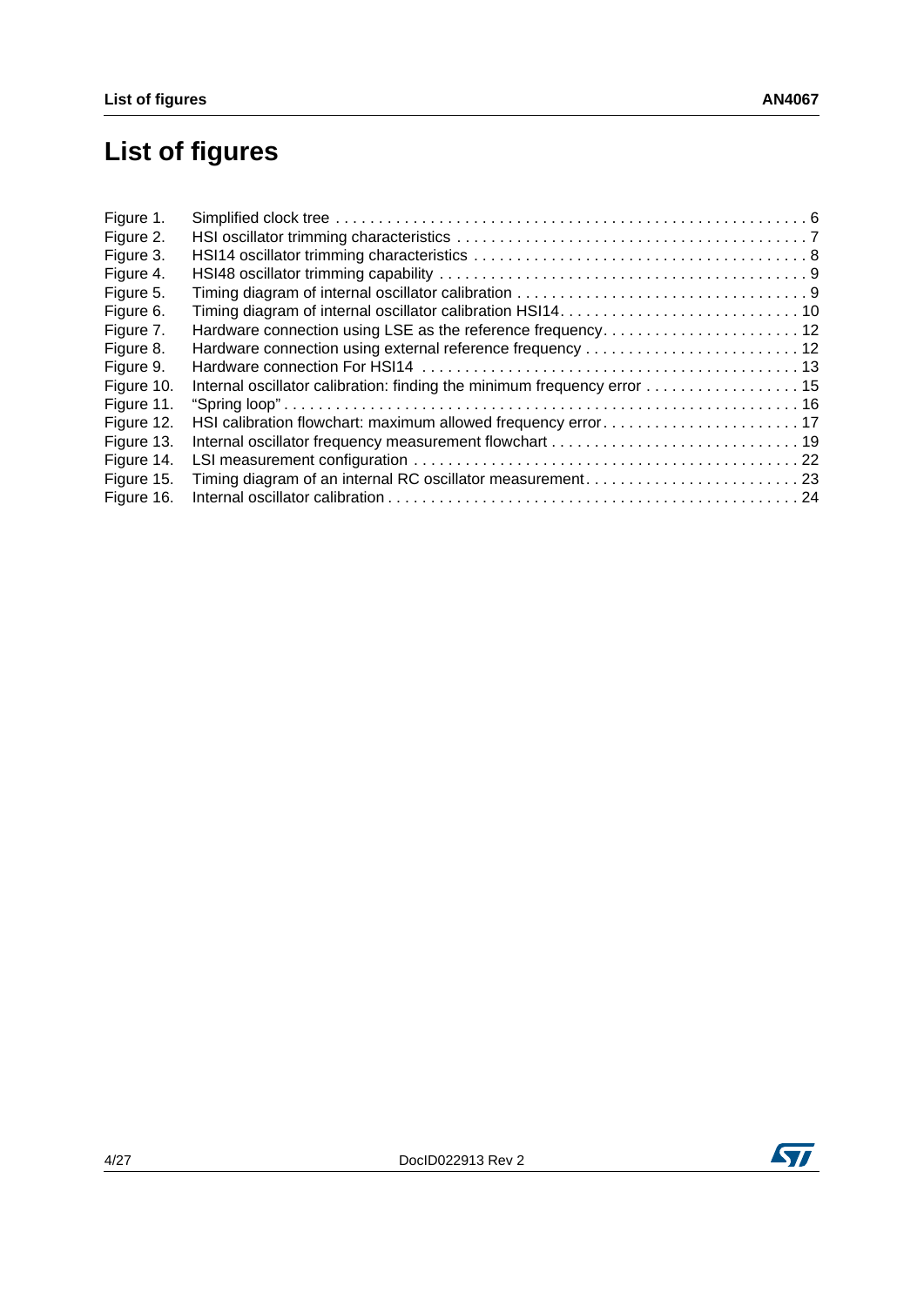# List of figures

| | | |
|---|---|---|
| Figure 1. | Simplified clock tree | 6 |
| Figure 2. | HSI oscillator trimming characteristics | 7 |
| Figure 3. | HSI14 oscillator trimming characteristics | 8 |
| Figure 4. | HSI48 oscillator trimming capability | 9 |
| Figure 5. | Timing diagram of internal oscillator calibration | 9 |
| Figure 6. | Timing diagram of internal oscillator calibration HSI14 | 10 |
| Figure 7. | Hardware connection using LSE as the reference frequency | 12 |
| Figure 8. | Hardware connection using external reference frequency | 12 |
| Figure 9. | Hardware connection For HSI14 | 13 |
| Figure 10. | Internal oscillator calibration: finding the minimum frequency error | 15 |
| Figure 11. | “Spring loop” | 16 |
| Figure 12. | HSI calibration flowchart: maximum allowed frequency error | 17 |
| Figure 13. | Internal oscillator frequency measurement flowchart | 19 |
| Figure 14. | LSI measurement configuration | 22 |
| Figure 15. | Timing diagram of an internal RC oscillator measurement | 23 |
| Figure 16. | Internal oscillator calibration | 24 |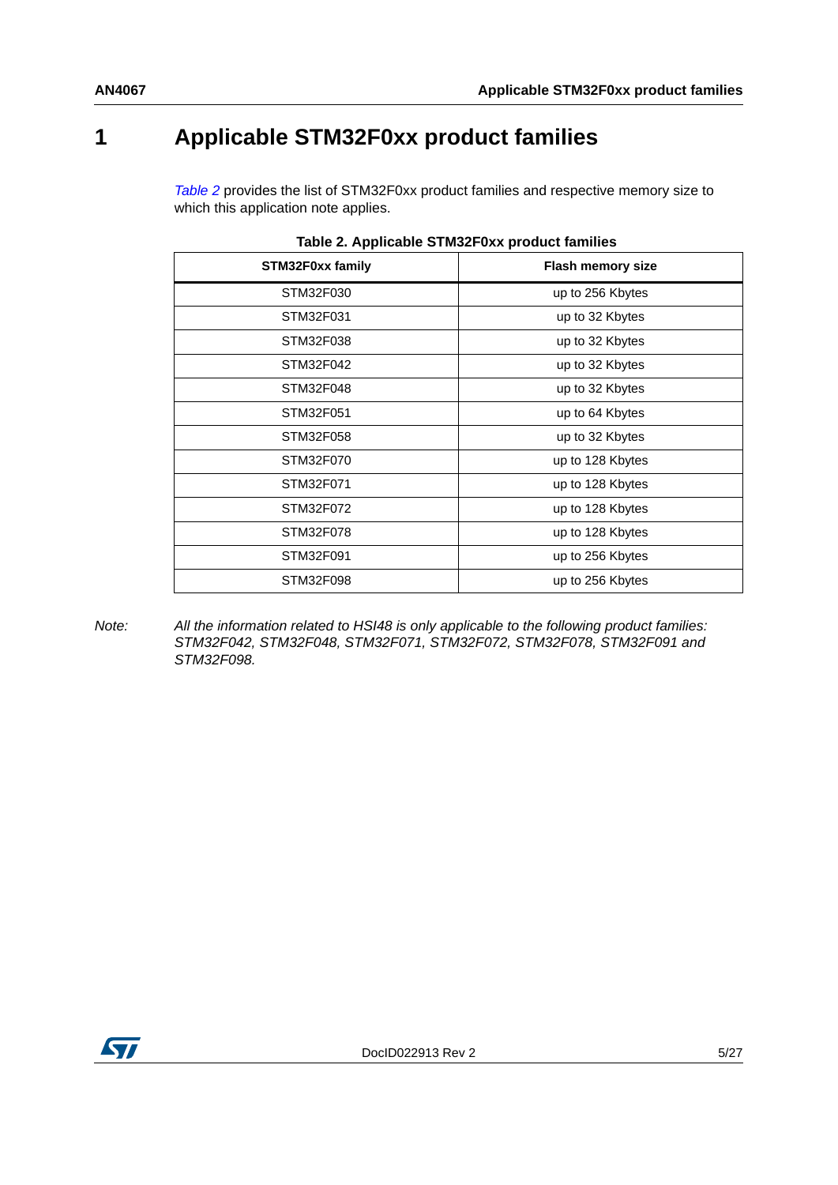# 1 Applicable STM32F0xx product families

*Table 2* provides the list of STM32F0xx product families and respective memory size to which this application note applies.

**Table 2. Applicable STM32F0xx product families**

| STM32F0xx family | Flash memory size |
|---|---|
| STM32F030 | up to 256 Kbytes |
| STM32F031 | up to 32 Kbytes |
| STM32F038 | up to 32 Kbytes |
| STM32F042 | up to 32 Kbytes |
| STM32F048 | up to 32 Kbytes |
| STM32F051 | up to 64 Kbytes |
| STM32F058 | up to 32 Kbytes |
| STM32F070 | up to 128 Kbytes |
| STM32F071 | up to 128 Kbytes |
| STM32F072 | up to 128 Kbytes |
| STM32F078 | up to 128 Kbytes |
| STM32F091 | up to 256 Kbytes |
| STM32F098 | up to 256 Kbytes |

*Note: All the information related to HSI48 is only applicable to the following product families: STM32F042, STM32F048, STM32F071, STM32F072, STM32F078, STM32F091 and STM32F098.*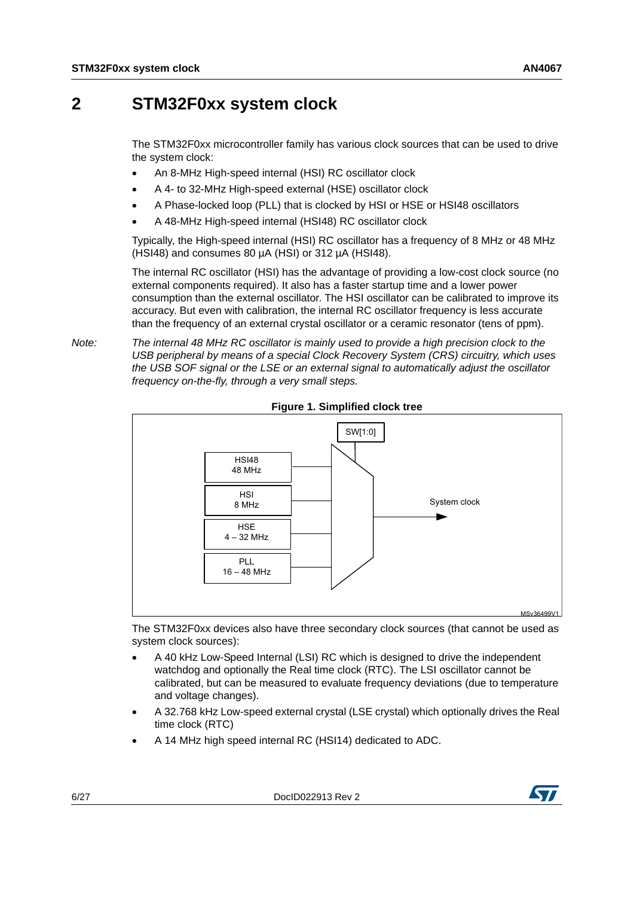# 2 STM32F0xx system clock

The STM32F0xx microcontroller family has various clock sources that can be used to drive the system clock:

- An 8-MHz High-speed internal (HSI) RC oscillator clock
- A 4- to 32-MHz High-speed external (HSE) oscillator clock
- A Phase-locked loop (PLL) that is clocked by HSI or HSE or HSI48 oscillators
- A 48-MHz High-speed internal (HSI48) RC oscillator clock

Typically, the High-speed internal (HSI) RC oscillator has a frequency of 8 MHz or 48 MHz (HSI48) and consumes 80 µA (HSI) or 312 µA (HSI48).

The internal RC oscillator (HSI) has the advantage of providing a low-cost clock source (no external components required). It also has a faster startup time and a lower power consumption than the external oscillator. The HSI oscillator can be calibrated to improve its accuracy. But even with calibration, the internal RC oscillator frequency is less accurate than the frequency of an external crystal oscillator or a ceramic resonator (tens of ppm).

*Note: The internal 48 MHz RC oscillator is mainly used to provide a high precision clock to the USB peripheral by means of a special Clock Recovery System (CRS) circuitry, which uses the USB SOF signal or the LSE or an external signal to automatically adjust the oscillator frequency on-the-fly, through a very small steps.*

**Figure 1. Simplified clock tree**

SW[1:0]

HSI48 48 MHz

HSI 8 MHz

HSE 4 – 32 MHz

PLL 16 – 48 MHz

System clock

MSv36499V1

The STM32F0xx devices also have three secondary clock sources (that cannot be used as system clock sources):

- A 40 kHz Low-Speed Internal (LSI) RC which is designed to drive the independent watchdog and optionally the Real time clock (RTC). The LSI oscillator cannot be calibrated, but can be measured to evaluate frequency deviations (due to temperature and voltage changes).
- A 32.768 kHz Low-speed external crystal (LSE crystal) which optionally drives the Real time clock (RTC)
- A 14 MHz high speed internal RC (HSI14) dedicated to ADC.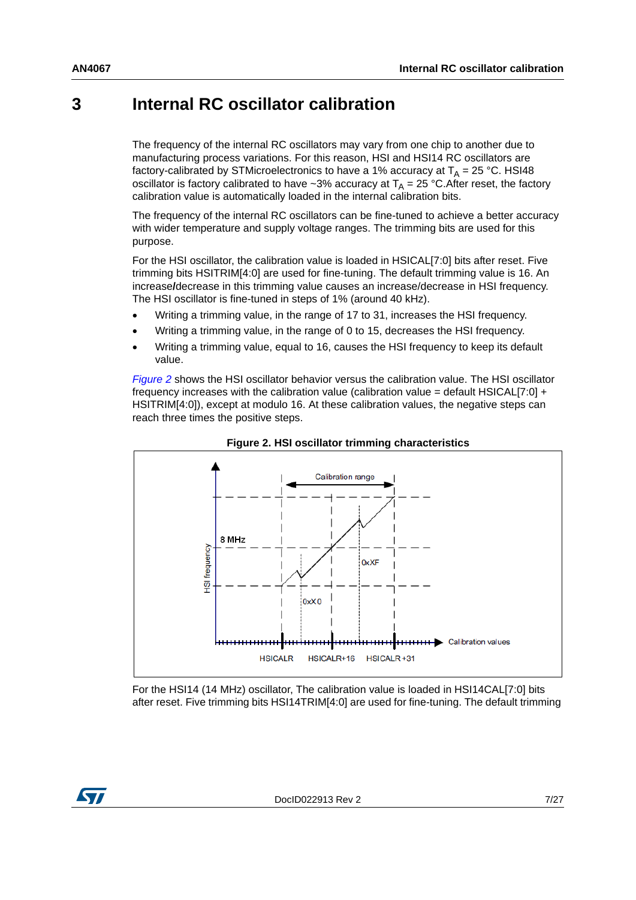# 3 Internal RC oscillator calibration

The frequency of the internal RC oscillators may vary from one chip to another due to manufacturing process variations. For this reason, HSI and HSI14 RC oscillators are factory-calibrated by STMicroelectronics to have a 1% accuracy at $T_A$ = 25 °C. HSI48 oscillator is factory calibrated to have ~3% accuracy at $T_A$ = 25 °C.After reset, the factory calibration value is automatically loaded in the internal calibration bits.

The frequency of the internal RC oscillators can be fine-tuned to achieve a better accuracy with wider temperature and supply voltage ranges. The trimming bits are used for this purpose.

For the HSI oscillator, the calibration value is loaded in HSICAL[7:0] bits after reset. Five trimming bits HSITRIM[4:0] are used for fine-tuning. The default trimming value is 16. An increase/decrease in this trimming value causes an increase/decrease in HSI frequency. The HSI oscillator is fine-tuned in steps of 1% (around 40 kHz).

- Writing a trimming value, in the range of 17 to 31, increases the HSI frequency.
- Writing a trimming value, in the range of 0 to 15, decreases the HSI frequency.
- Writing a trimming value, equal to 16, causes the HSI frequency to keep its default value.

*Figure 2* shows the HSI oscillator behavior versus the calibration value. The HSI oscillator frequency increases with the calibration value (calibration value = default HSICAL[7:0] + HSITRIM[4:0]), except at modulo 16. At these calibration values, the negative steps can reach three times the positive steps.

**Figure 2. HSI oscillator trimming characteristics**

For the HSI14 (14 MHz) oscillator, The calibration value is loaded in HSI14CAL[7:0] bits after reset. Five trimming bits HSI14TRIM[4:0] are used for fine-tuning. The default trimming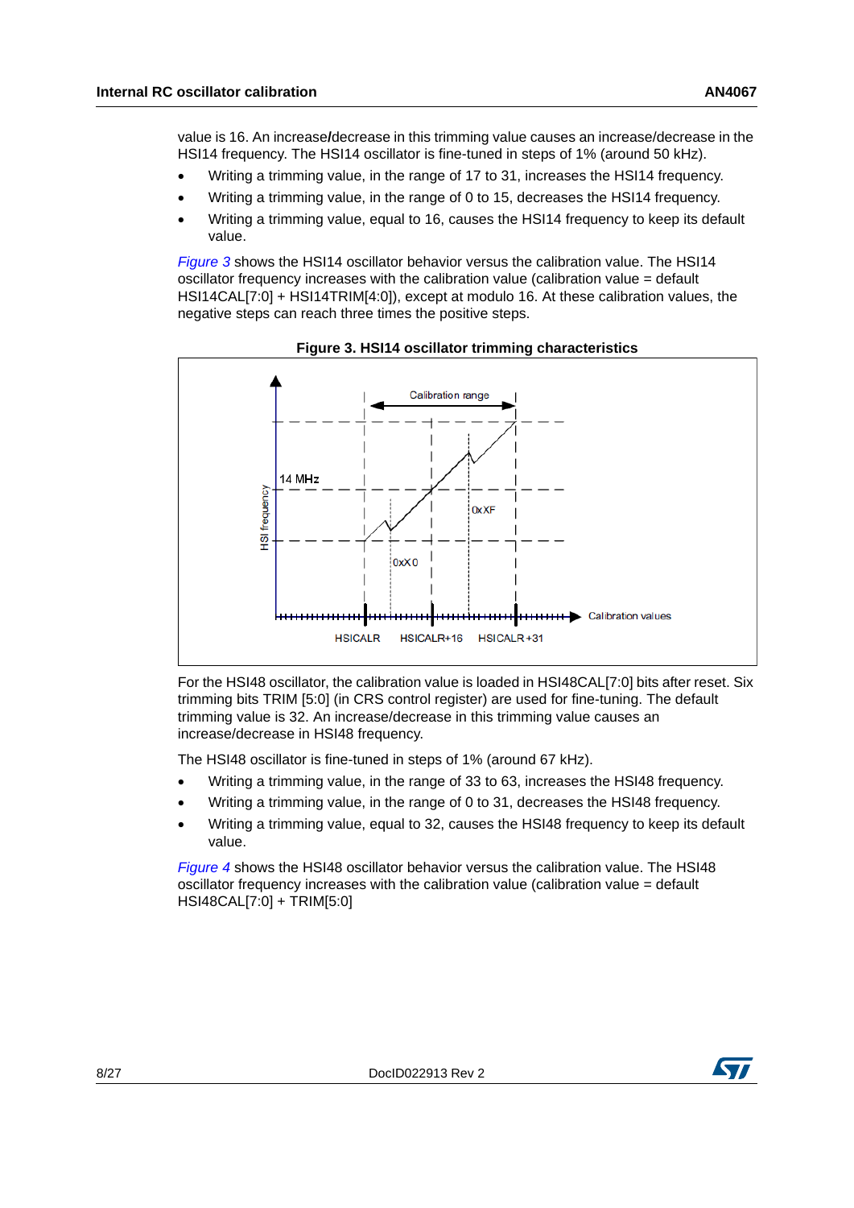value is 16. An increase/decrease in this trimming value causes an increase/decrease in the HSI14 frequency. The HSI14 oscillator is fine-tuned in steps of 1% (around 50 kHz).

- Writing a trimming value, in the range of 17 to 31, increases the HSI14 frequency.
- Writing a trimming value, in the range of 0 to 15, decreases the HSI14 frequency.
- Writing a trimming value, equal to 16, causes the HSI14 frequency to keep its default value.

*Figure 3* shows the HSI14 oscillator behavior versus the calibration value. The HSI14 oscillator frequency increases with the calibration value (calibration value = default HSI14CAL[7:0] + HSI14TRIM[4:0]), except at modulo 16. At these calibration values, the negative steps can reach three times the positive steps.

**Figure 3. HSI14 oscillator trimming characteristics**

For the HSI48 oscillator, the calibration value is loaded in HSI48CAL[7:0] bits after reset. Six trimming bits TRIM [5:0] (in CRS control register) are used for fine-tuning. The default trimming value is 32. An increase/decrease in this trimming value causes an increase/decrease in HSI48 frequency.

The HSI48 oscillator is fine-tuned in steps of 1% (around 67 kHz).

- Writing a trimming value, in the range of 33 to 63, increases the HSI48 frequency.
- Writing a trimming value, in the range of 0 to 31, decreases the HSI48 frequency.
- Writing a trimming value, equal to 32, causes the HSI48 frequency to keep its default value.

*Figure 4* shows the HSI48 oscillator behavior versus the calibration value. The HSI48 oscillator frequency increases with the calibration value (calibration value = default HSI48CAL[7:0] + TRIM[5:0]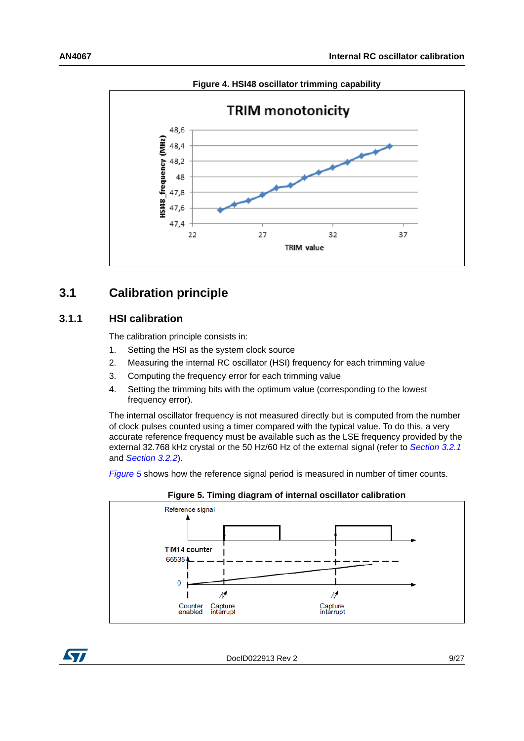**Figure 4. HSI48 oscillator trimming capability**

## 3.1 Calibration principle

### 3.1.1 HSI calibration

The calibration principle consists in:

1. Setting the HSI as the system clock source
2. Measuring the internal RC oscillator (HSI) frequency for each trimming value
3. Computing the frequency error for each trimming value
4. Setting the trimming bits with the optimum value (corresponding to the lowest frequency error).

The internal oscillator frequency is not measured directly but is computed from the number of clock pulses counted using a timer compared with the typical value. To do this, a very accurate reference frequency must be available such as the LSE frequency provided by the external 32.768 kHz crystal or the 50 Hz/60 Hz of the external signal (refer to *Section 3.2.1* and *Section 3.2.2*).

*Figure 5* shows how the reference signal period is measured in number of timer counts.

**Figure 5. Timing diagram of internal oscillator calibration**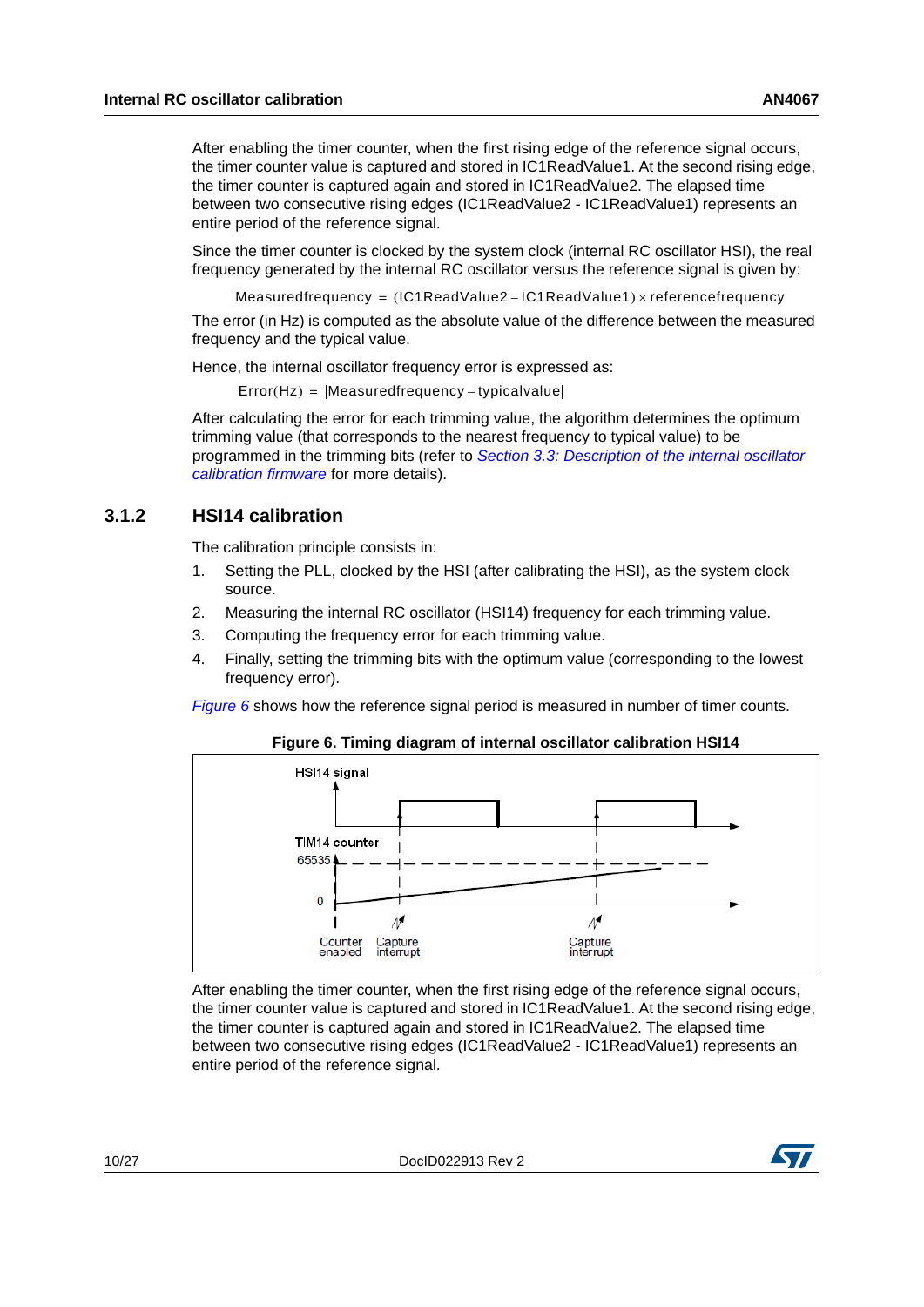After enabling the timer counter, when the first rising edge of the reference signal occurs, the timer counter value is captured and stored in IC1ReadValue1. At the second rising edge, the timer counter is captured again and stored in IC1ReadValue2. The elapsed time between two consecutive rising edges (IC1ReadValue2 - IC1ReadValue1) represents an entire period of the reference signal.

Since the timer counter is clocked by the system clock (internal RC oscillator HSI), the real frequency generated by the internal RC oscillator versus the reference signal is given by:

$$\text{Measuredfrequency} = (\text{IC1ReadValue2} - \text{IC1ReadValue1}) \times \text{referencefrequency}$$

The error (in Hz) is computed as the absolute value of the difference between the measured frequency and the typical value.

Hence, the internal oscillator frequency error is expressed as:

$$\text{Error(Hz)} = |\text{Measuredfrequency} - \text{typicalvalue}|$$

After calculating the error for each trimming value, the algorithm determines the optimum trimming value (that corresponds to the nearest frequency to typical value) to be programmed in the trimming bits (refer to *Section 3.3: Description of the internal oscillator calibration firmware* for more details).

### 3.1.2 HSI14 calibration

The calibration principle consists in:

1. Setting the PLL, clocked by the HSI (after calibrating the HSI), as the system clock source.
2. Measuring the internal RC oscillator (HSI14) frequency for each trimming value.
3. Computing the frequency error for each trimming value.
4. Finally, setting the trimming bits with the optimum value (corresponding to the lowest frequency error).

*Figure 6* shows how the reference signal period is measured in number of timer counts.

**Figure 6. Timing diagram of internal oscillator calibration HSI14**

HSI14 signal

TIM14 counter

65535

0

Counter enabled

Capture interrupt

Capture interrupt

After enabling the timer counter, when the first rising edge of the reference signal occurs, the timer counter value is captured and stored in IC1ReadValue1. At the second rising edge, the timer counter is captured again and stored in IC1ReadValue2. The elapsed time between two consecutive rising edges (IC1ReadValue2 - IC1ReadValue1) represents an entire period of the reference signal.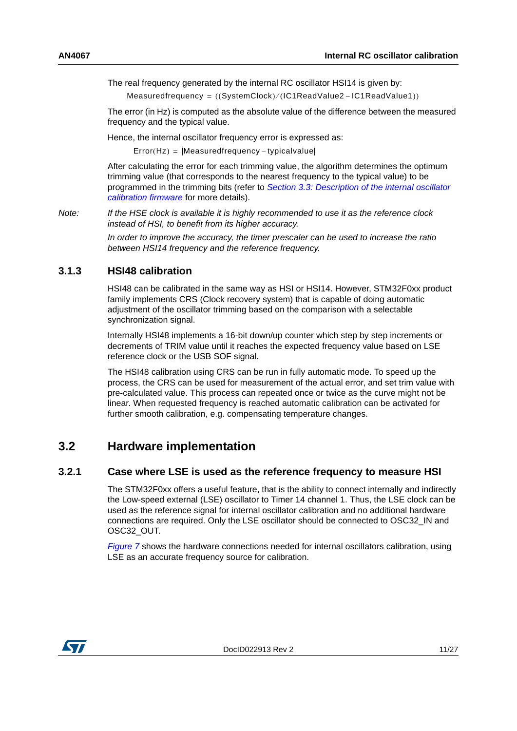The real frequency generated by the internal RC oscillator HSI14 is given by:

$$\text{Measuredfrequency} = ((\text{SystemClock})/(\text{IC1ReadValue2} - \text{IC1ReadValue1}))$$

The error (in Hz) is computed as the absolute value of the difference between the measured frequency and the typical value.

Hence, the internal oscillator frequency error is expressed as:

$$\text{Error(Hz)} = |\text{Measuredfrequency} - \text{typicalvalue}|$$

After calculating the error for each trimming value, the algorithm determines the optimum trimming value (that corresponds to the nearest frequency to the typical value) to be programmed in the trimming bits (refer to *Section 3.3: Description of the internal oscillator calibration firmware* for more details).

Note: *If the HSE clock is available it is highly recommended to use it as the reference clock instead of HSI, to benefit from its higher accuracy.*

*In order to improve the accuracy, the timer prescaler can be used to increase the ratio between HSI14 frequency and the reference frequency.*

### 3.1.3 HSI48 calibration

HSI48 can be calibrated in the same way as HSI or HSI14. However, STM32F0xx product family implements CRS (Clock recovery system) that is capable of doing automatic adjustment of the oscillator trimming based on the comparison with a selectable synchronization signal.

Internally HSI48 implements a 16-bit down/up counter which step by step increments or decrements of TRIM value until it reaches the expected frequency value based on LSE reference clock or the USB SOF signal.

The HSI48 calibration using CRS can be run in fully automatic mode. To speed up the process, the CRS can be used for measurement of the actual error, and set trim value with pre-calculated value. This process can repeated once or twice as the curve might not be linear. When requested frequency is reached automatic calibration can be activated for further smooth calibration, e.g. compensating temperature changes.

## 3.2 Hardware implementation

### 3.2.1 Case where LSE is used as the reference frequency to measure HSI

The STM32F0xx offers a useful feature, that is the ability to connect internally and indirectly the Low-speed external (LSE) oscillator to Timer 14 channel 1. Thus, the LSE clock can be used as the reference signal for internal oscillator calibration and no additional hardware connections are required. Only the LSE oscillator should be connected to OSC32_IN and OSC32_OUT.

*Figure 7* shows the hardware connections needed for internal oscillators calibration, using LSE as an accurate frequency source for calibration.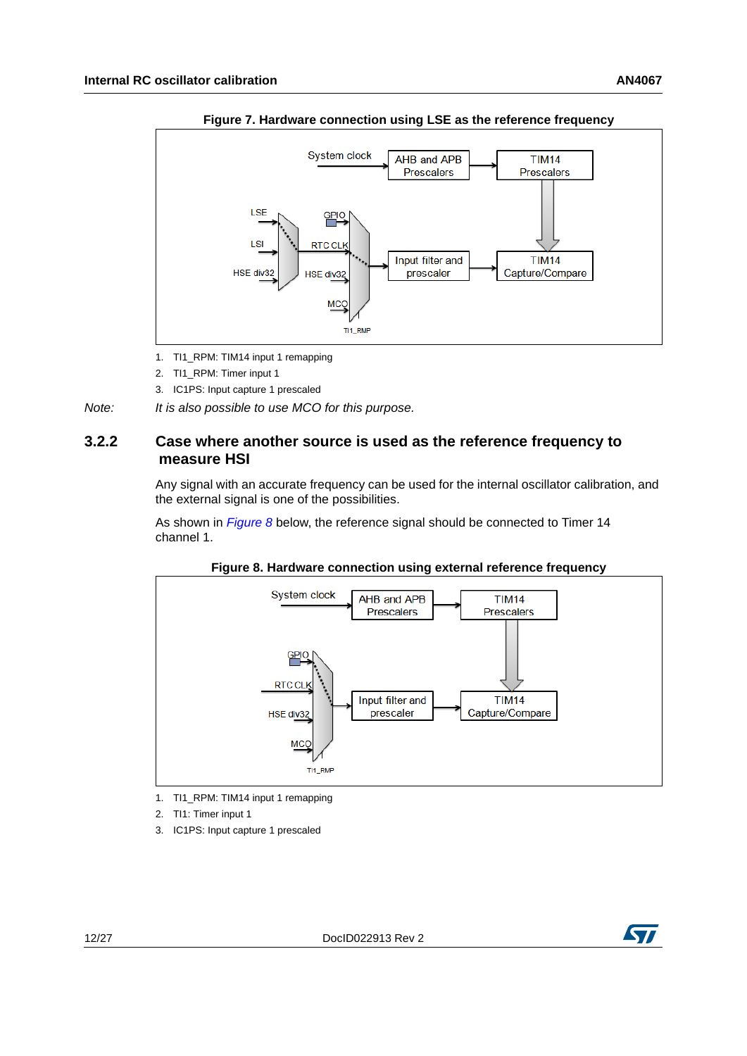**Figure 7. Hardware connection using LSE as the reference frequency**

1. TI1_RPM: TIM14 input 1 remapping
2. TI1_RPM: Timer input 1
3. IC1PS: Input capture 1 prescaled

*Note: It is also possible to use MCO for this purpose.*

### 3.2.2 Case where another source is used as the reference frequency to measure HSI

Any signal with an accurate frequency can be used for the internal oscillator calibration, and the external signal is one of the possibilities.

As shown in *Figure 8* below, the reference signal should be connected to Timer 14 channel 1.

**Figure 8. Hardware connection using external reference frequency**

1. TI1_RPM: TIM14 input 1 remapping
2. TI1: Timer input 1
3. IC1PS: Input capture 1 prescaled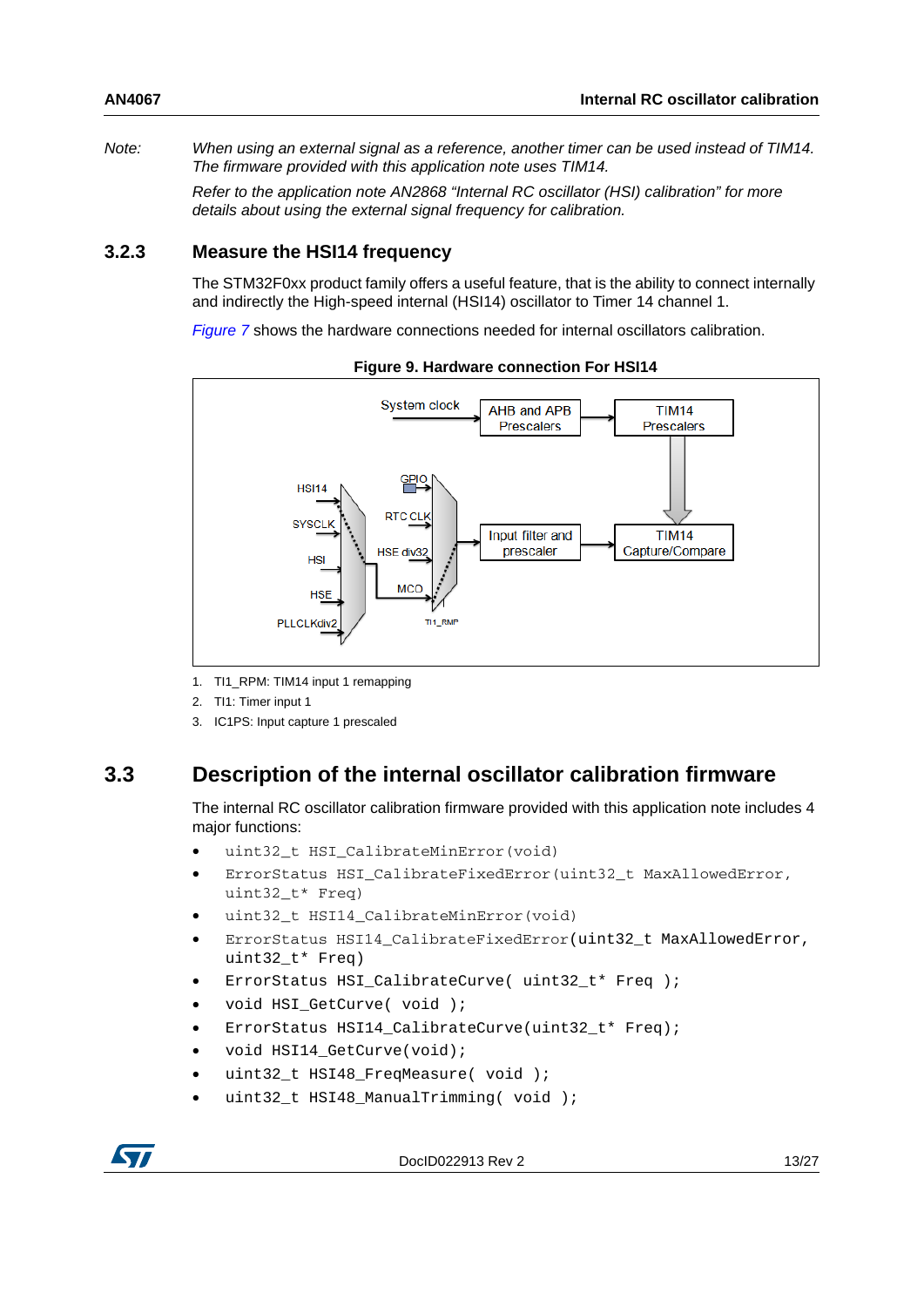*Note: When using an external signal as a reference, another timer can be used instead of TIM14. The firmware provided with this application note uses TIM14.*

*Refer to the application note AN2868 "Internal RC oscillator (HSI) calibration" for more details about using the external signal frequency for calibration.*

### 3.2.3 Measure the HSI14 frequency

The STM32F0xx product family offers a useful feature, that is the ability to connect internally and indirectly the High-speed internal (HSI14) oscillator to Timer 14 channel 1.

*Figure 7* shows the hardware connections needed for internal oscillators calibration.

**Figure 9. Hardware connection For HSI14**

System clock → AHB and APB Prescalers → TIM14 Prescalers → TIM14 Capture/Compare

HSI14, SYSCLK, HSI, HSE, PLLCLKdiv2 → MCO

GPIO, RTC CLK, HSE div32, MCO → TI1_RMP → Input filter and prescaler → TIM14 Capture/Compare

1. TI1_RPM: TIM14 input 1 remapping
2. TI1: Timer input 1
3. IC1PS: Input capture 1 prescaled

## 3.3 Description of the internal oscillator calibration firmware

The internal RC oscillator calibration firmware provided with this application note includes 4 major functions:

- `uint32_t HSI_CalibrateMinError(void)`
- `ErrorStatus HSI_CalibrateFixedError(uint32_t MaxAllowedError, uint32_t* Freq)`
- `uint32_t HSI14_CalibrateMinError(void)`
- `ErrorStatus HSI14_CalibrateFixedError(uint32_t MaxAllowedError, uint32_t* Freq)`
- `ErrorStatus HSI_CalibrateCurve( uint32_t* Freq );`
- `void HSI_GetCurve( void );`
- `ErrorStatus HSI14_CalibrateCurve(uint32_t* Freq);`
- `void HSI14_GetCurve(void);`
- `uint32_t HSI48_FreqMeasure( void );`
- `uint32_t HSI48_ManualTrimming( void );`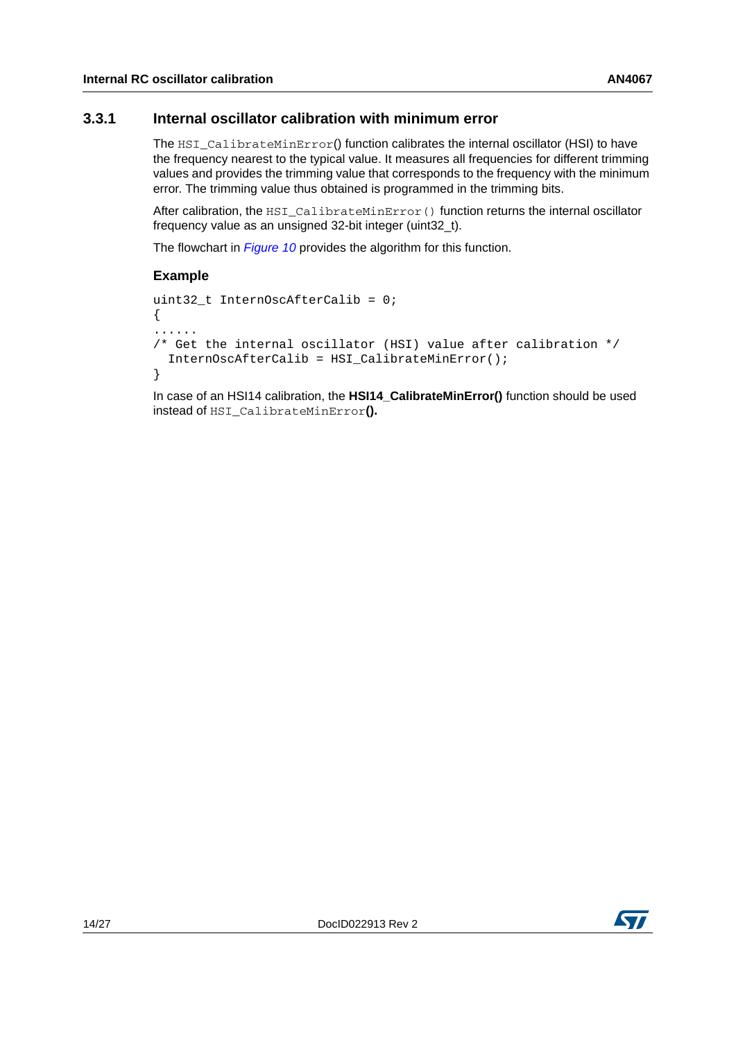### 3.3.1 Internal oscillator calibration with minimum error

The `HSI_CalibrateMinError`() function calibrates the internal oscillator (HSI) to have the frequency nearest to the typical value. It measures all frequencies for different trimming values and provides the trimming value that corresponds to the frequency with the minimum error. The trimming value thus obtained is programmed in the trimming bits.

After calibration, the `HSI_CalibrateMinError()` function returns the internal oscillator frequency value as an unsigned 32-bit integer (uint32_t).

The flowchart in *Figure 10* provides the algorithm for this function.

#### Example

```
uint32_t InternOscAfterCalib = 0;
{
......
/* Get the internal oscillator (HSI) value after calibration */
  InternOscAfterCalib = HSI_CalibrateMinError();
}
```

In case of an HSI14 calibration, the **HSI14_CalibrateMinError()** function should be used instead of `HSI_CalibrateMinError`**().**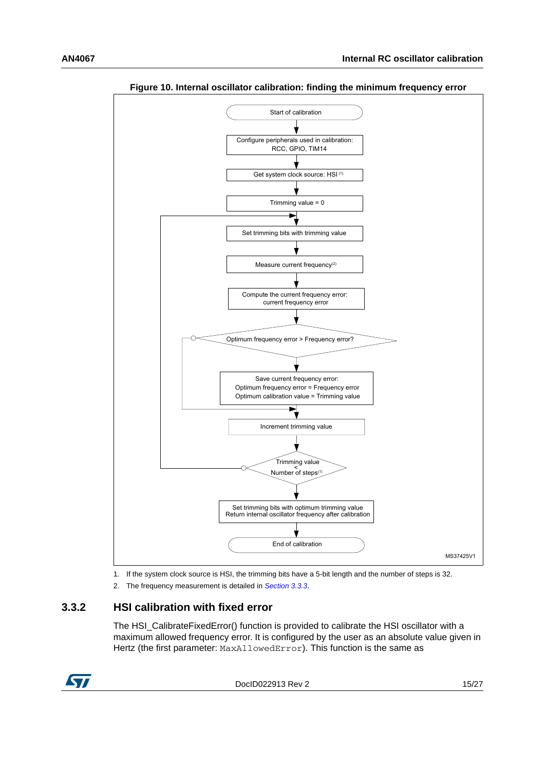**Figure 10. Internal oscillator calibration: finding the minimum frequency error**

```
Start of calibration
  ↓
Configure peripherals used in calibration: RCC, GPIO, TIM14
  ↓
Get system clock source: HSI (1)
  ↓
Trimming value = 0
  ↓
Set trimming bits with trimming value  <─────────────────────┐
  ↓                                                          │
Measure current frequency(2)                                 │
  ↓                                                          │
Compute the current frequency error: current frequency error │
  ↓                                                          │
Optimum frequency error > Frequency error? ──(no)──┐         │
  ↓ (yes)                                          │         │
Save current frequency error:                      │         │
Optimum frequency error = Frequency error          │         │
Optimum calibration value = Trimming value         │         │
  ↓  <─────────────────────────────────────────────┘         │
Increment trimming value                                     │
  ↓                                                          │
Trimming value < Number of steps(1) ──(yes)──────────────────┘
  ↓ (no)
Set trimming bits with optimum trimming value
Return internal oscillator frequency after calibration
  ↓
End of calibration
```

MS37425V1

1. If the system clock source is HSI, the trimming bits have a 5-bit length and the number of steps is 32.
2. The frequency measurement is detailed in *Section 3.3.3*.

### 3.3.2 HSI calibration with fixed error

The HSI_CalibrateFixedError() function is provided to calibrate the HSI oscillator with a maximum allowed frequency error. It is configured by the user as an absolute value given in Hertz (the first parameter: `MaxAllowedError`). This function is the same as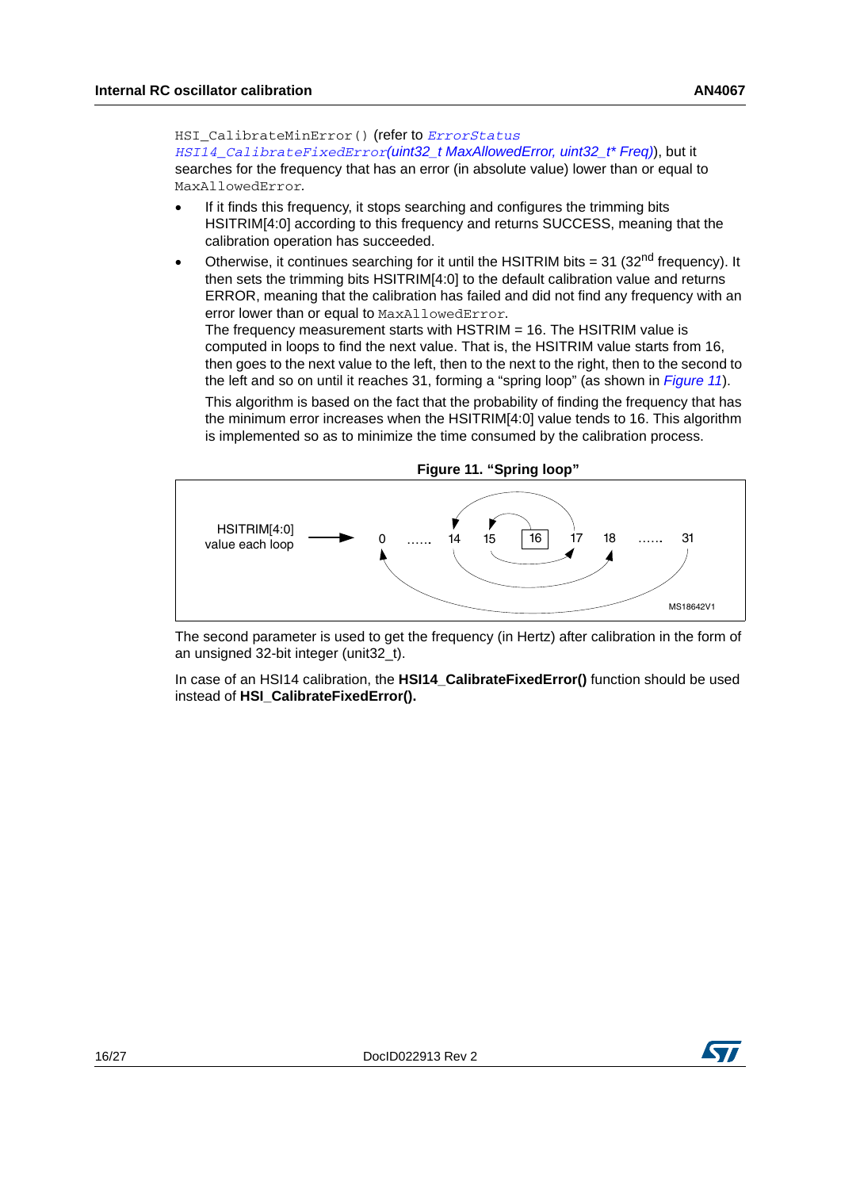`HSI_CalibrateMinError()` (refer to *`ErrorStatus HSI14_CalibrateFixedError`(uint32_t MaxAllowedError, uint32_t* Freq)*), but it searches for the frequency that has an error (in absolute value) lower than or equal to `MaxAllowedError`.

- If it finds this frequency, it stops searching and configures the trimming bits HSITRIM[4:0] according to this frequency and returns SUCCESS, meaning that the calibration operation has succeeded.
- Otherwise, it continues searching for it until the HSITRIM bits = 31 (32nd frequency). It then sets the trimming bits HSITRIM[4:0] to the default calibration value and returns ERROR, meaning that the calibration has failed and did not find any frequency with an error lower than or equal to `MaxAllowedError`.
  The frequency measurement starts with HSTRIM = 16. The HSITRIM value is computed in loops to find the next value. That is, the HSITRIM value starts from 16, then goes to the next value to the left, then to the next to the right, then to the second to the left and so on until it reaches 31, forming a "spring loop" (as shown in *Figure 11*).

  This algorithm is based on the fact that the probability of finding the frequency that has the minimum error increases when the HSITRIM[4:0] value tends to 16. This algorithm is implemented so as to minimize the time consumed by the calibration process.

**Figure 11. "Spring loop"**

HSITRIM[4:0] value each loop → 0 …… 14 15 16 17 18 …… 31

MS18642V1

The second parameter is used to get the frequency (in Hertz) after calibration in the form of an unsigned 32-bit integer (unit32_t).

In case of an HSI14 calibration, the **HSI14_CalibrateFixedError()** function should be used instead of **HSI_CalibrateFixedError().**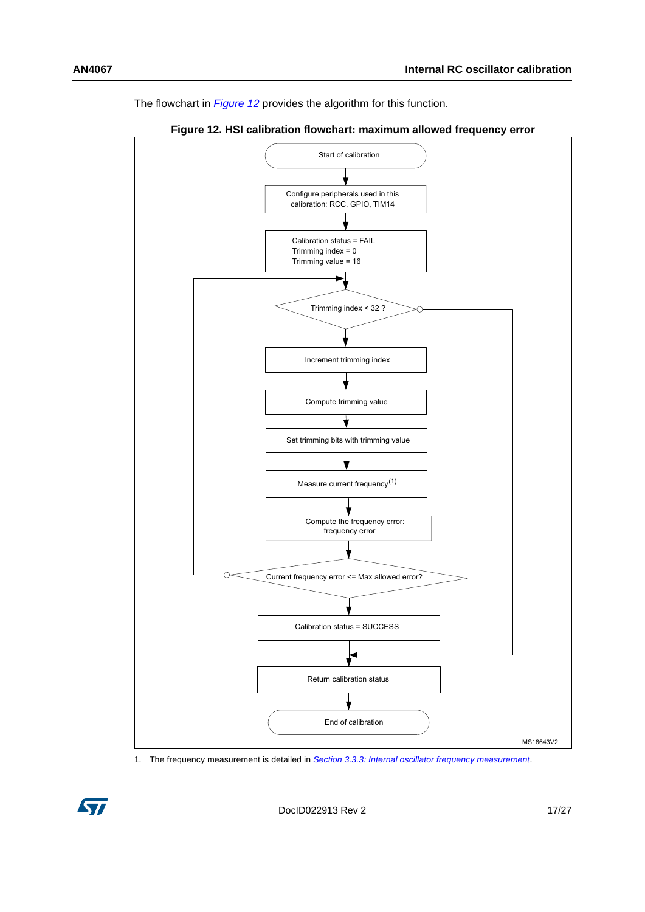The flowchart in *Figure 12* provides the algorithm for this function.

**Figure 12. HSI calibration flowchart: maximum allowed frequency error**

Start of calibration

Configure peripherals used in this calibration: RCC, GPIO, TIM14

Calibration status = FAIL
Trimming index = 0
Trimming value = 16

Trimming index < 32 ?

Increment trimming index

Compute trimming value

Set trimming bits with trimming value

Measure current frequency(1)

Compute the frequency error: frequency error

Current frequency error <= Max allowed error?

Calibration status = SUCCESS

Return calibration status

End of calibration

MS18643V2

1. The frequency measurement is detailed in *Section 3.3.3: Internal oscillator frequency measurement*.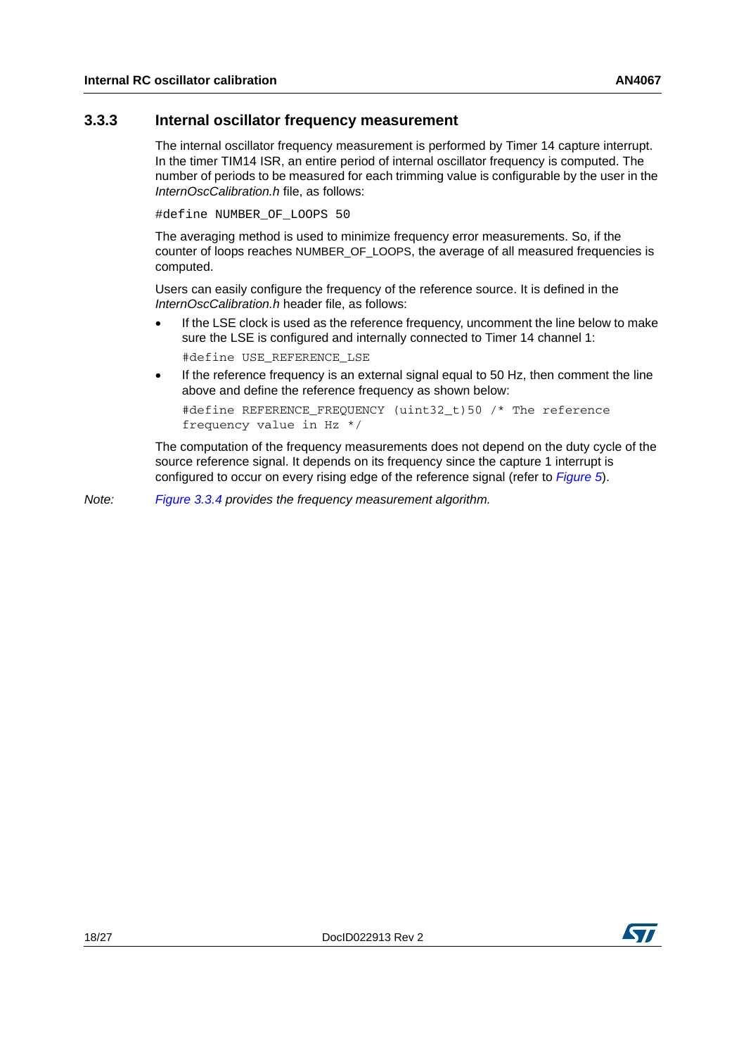### 3.3.3 Internal oscillator frequency measurement

The internal oscillator frequency measurement is performed by Timer 14 capture interrupt. In the timer TIM14 ISR, an entire period of internal oscillator frequency is computed. The number of periods to be measured for each trimming value is configurable by the user in the *InternOscCalibration.h* file, as follows:

```
#define NUMBER_OF_LOOPS 50
```

The averaging method is used to minimize frequency error measurements. So, if the counter of loops reaches NUMBER_OF_LOOPS, the average of all measured frequencies is computed.

Users can easily configure the frequency of the reference source. It is defined in the *InternOscCalibration.h* header file, as follows:

- If the LSE clock is used as the reference frequency, uncomment the line below to make sure the LSE is configured and internally connected to Timer 14 channel 1:

  ```
  #define USE_REFERENCE_LSE
  ```

- If the reference frequency is an external signal equal to 50 Hz, then comment the line above and define the reference frequency as shown below:

  ```
  #define REFERENCE_FREQUENCY (uint32_t)50 /* The reference
  frequency value in Hz */
  ```

The computation of the frequency measurements does not depend on the duty cycle of the source reference signal. It depends on its frequency since the capture 1 interrupt is configured to occur on every rising edge of the reference signal (refer to *Figure 5*).

*Note: Figure 3.3.4 provides the frequency measurement algorithm.*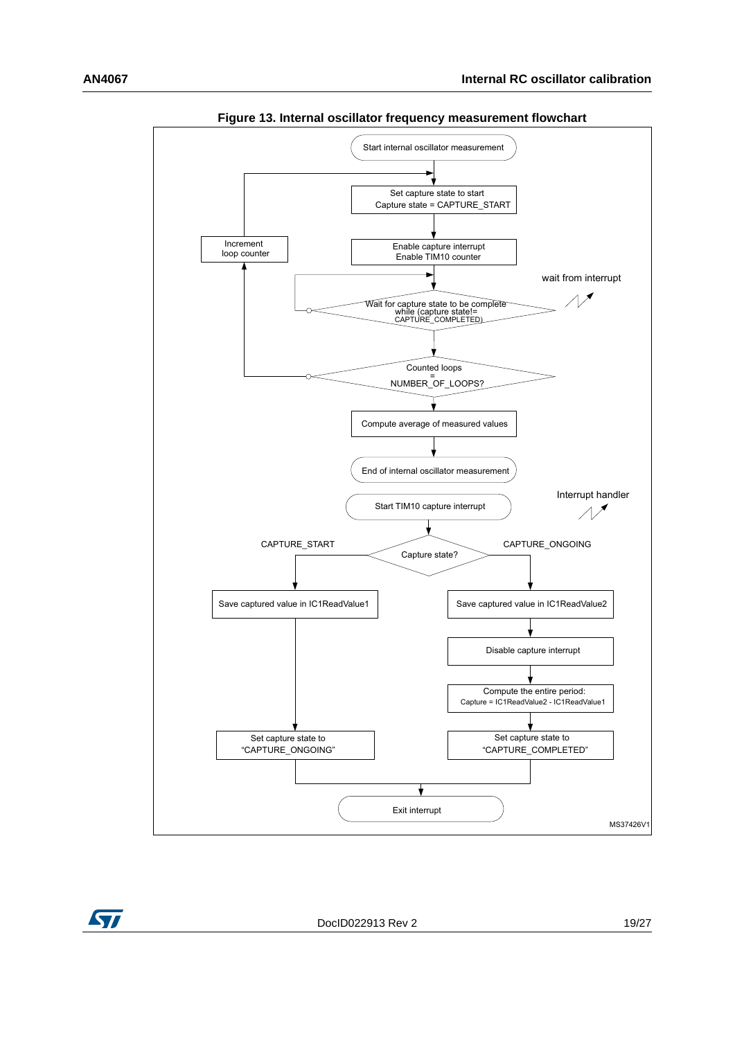**Figure 13. Internal oscillator frequency measurement flowchart**

Start internal oscillator measurement

Set capture state to start
Capture state = CAPTURE_START

Enable capture interrupt
Enable TIM10 counter

Increment loop counter

wait from interrupt

Wait for capture state to be complete
while (capture state!= CAPTURE_COMPLETED)

Counted loops = NUMBER_OF_LOOPS?

Compute average of measured values

End of internal oscillator measurement

Interrupt handler

Start TIM10 capture interrupt

Capture state?

CAPTURE_START

CAPTURE_ONGOING

Save captured value in IC1ReadValue1

Save captured value in IC1ReadValue2

Disable capture interrupt

Compute the entire period:
Capture = IC1ReadValue2 - IC1ReadValue1

Set capture state to "CAPTURE_ONGOING"

Set capture state to "CAPTURE_COMPLETED"

Exit interrupt

MS37426V1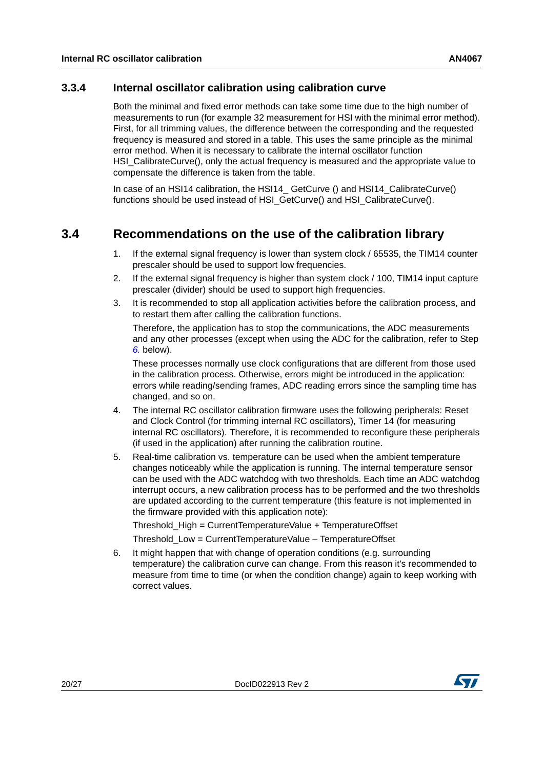### 3.3.4 Internal oscillator calibration using calibration curve

Both the minimal and fixed error methods can take some time due to the high number of measurements to run (for example 32 measurement for HSI with the minimal error method). First, for all trimming values, the difference between the corresponding and the requested frequency is measured and stored in a table. This uses the same principle as the minimal error method. When it is necessary to calibrate the internal oscillator function HSI_CalibrateCurve(), only the actual frequency is measured and the appropriate value to compensate the difference is taken from the table.

In case of an HSI14 calibration, the HSI14_ GetCurve () and HSI14_CalibrateCurve() functions should be used instead of HSI_GetCurve() and HSI_CalibrateCurve().

## 3.4 Recommendations on the use of the calibration library

1. If the external signal frequency is lower than system clock / 65535, the TIM14 counter prescaler should be used to support low frequencies.
2. If the external signal frequency is higher than system clock / 100, TIM14 input capture prescaler (divider) should be used to support high frequencies.
3. It is recommended to stop all application activities before the calibration process, and to restart them after calling the calibration functions.

   Therefore, the application has to stop the communications, the ADC measurements and any other processes (except when using the ADC for the calibration, refer to Step *6.* below).

   These processes normally use clock configurations that are different from those used in the calibration process. Otherwise, errors might be introduced in the application: errors while reading/sending frames, ADC reading errors since the sampling time has changed, and so on.
4. The internal RC oscillator calibration firmware uses the following peripherals: Reset and Clock Control (for trimming internal RC oscillators), Timer 14 (for measuring internal RC oscillators). Therefore, it is recommended to reconfigure these peripherals (if used in the application) after running the calibration routine.
5. Real-time calibration vs. temperature can be used when the ambient temperature changes noticeably while the application is running. The internal temperature sensor can be used with the ADC watchdog with two thresholds. Each time an ADC watchdog interrupt occurs, a new calibration process has to be performed and the two thresholds are updated according to the current temperature (this feature is not implemented in the firmware provided with this application note):

   Threshold_High = CurrentTemperatureValue + TemperatureOffset

   Threshold_Low = CurrentTemperatureValue – TemperatureOffset
6. It might happen that with change of operation conditions (e.g. surrounding temperature) the calibration curve can change. From this reason it's recommended to measure from time to time (or when the condition change) again to keep working with correct values.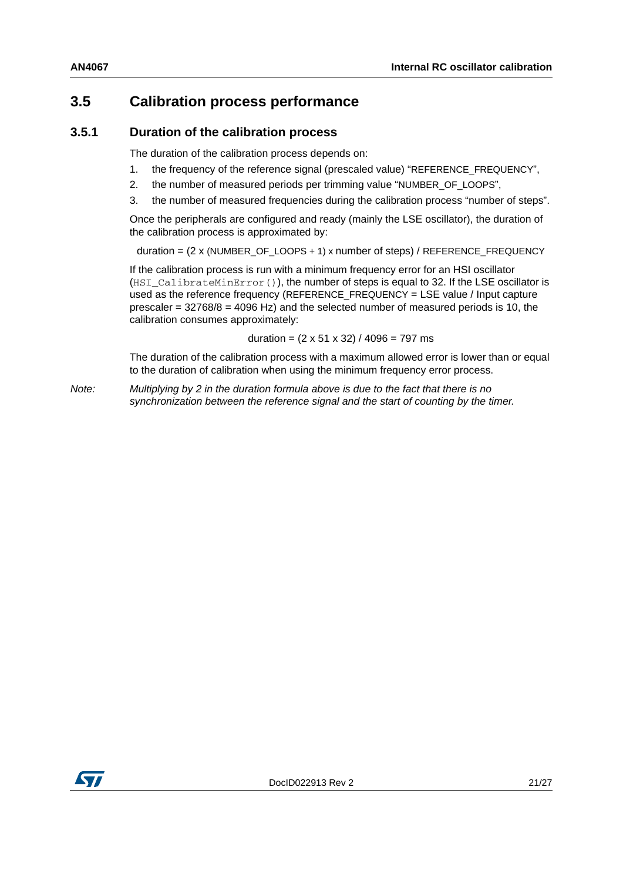## 3.5 Calibration process performance

### 3.5.1 Duration of the calibration process

The duration of the calibration process depends on:

1. the frequency of the reference signal (prescaled value) "REFERENCE_FREQUENCY",
2. the number of measured periods per trimming value "NUMBER_OF_LOOPS",
3. the number of measured frequencies during the calibration process "number of steps".

Once the peripherals are configured and ready (mainly the LSE oscillator), the duration of the calibration process is approximated by:

duration = (2 x (NUMBER_OF_LOOPS + 1) x number of steps) / REFERENCE_FREQUENCY

If the calibration process is run with a minimum frequency error for an HSI oscillator (`HSI_CalibrateMinError()`), the number of steps is equal to 32. If the LSE oscillator is used as the reference frequency (REFERENCE_FREQUENCY = LSE value / Input capture prescaler = 32768/8 = 4096 Hz) and the selected number of measured periods is 10, the calibration consumes approximately:

duration = (2 x 51 x 32) / 4096 = 797 ms

The duration of the calibration process with a maximum allowed error is lower than or equal to the duration of calibration when using the minimum frequency error process.

*Note: Multiplying by 2 in the duration formula above is due to the fact that there is no synchronization between the reference signal and the start of counting by the timer.*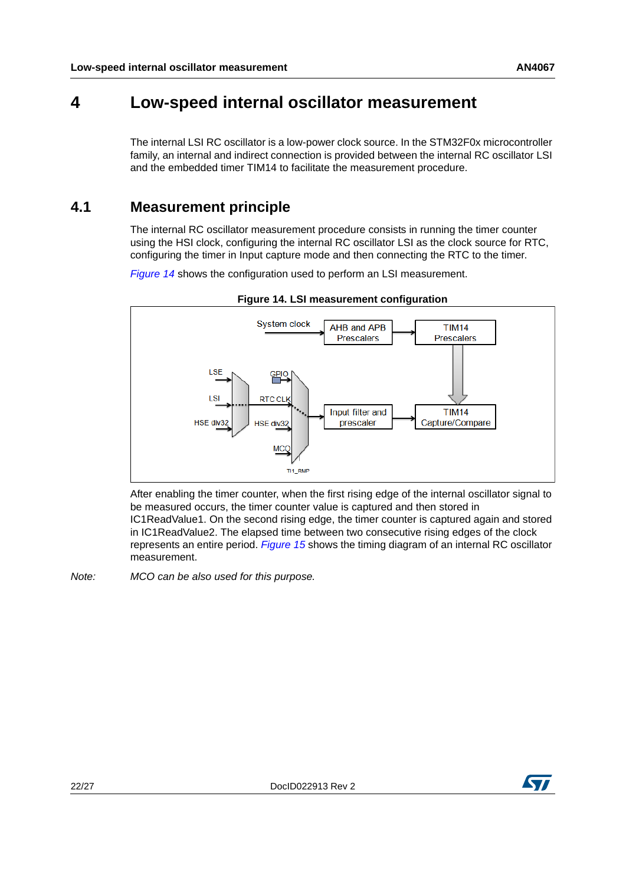# 4 Low-speed internal oscillator measurement

The internal LSI RC oscillator is a low-power clock source. In the STM32F0x microcontroller family, an internal and indirect connection is provided between the internal RC oscillator LSI and the embedded timer TIM14 to facilitate the measurement procedure.

## 4.1 Measurement principle

The internal RC oscillator measurement procedure consists in running the timer counter using the HSI clock, configuring the internal RC oscillator LSI as the clock source for RTC, configuring the timer in Input capture mode and then connecting the RTC to the timer.

*Figure 14* shows the configuration used to perform an LSI measurement.

**Figure 14. LSI measurement configuration**

After enabling the timer counter, when the first rising edge of the internal oscillator signal to be measured occurs, the timer counter value is captured and then stored in IC1ReadValue1. On the second rising edge, the timer counter is captured again and stored in IC1ReadValue2. The elapsed time between two consecutive rising edges of the clock represents an entire period. *Figure 15* shows the timing diagram of an internal RC oscillator measurement.

*Note: MCO can be also used for this purpose.*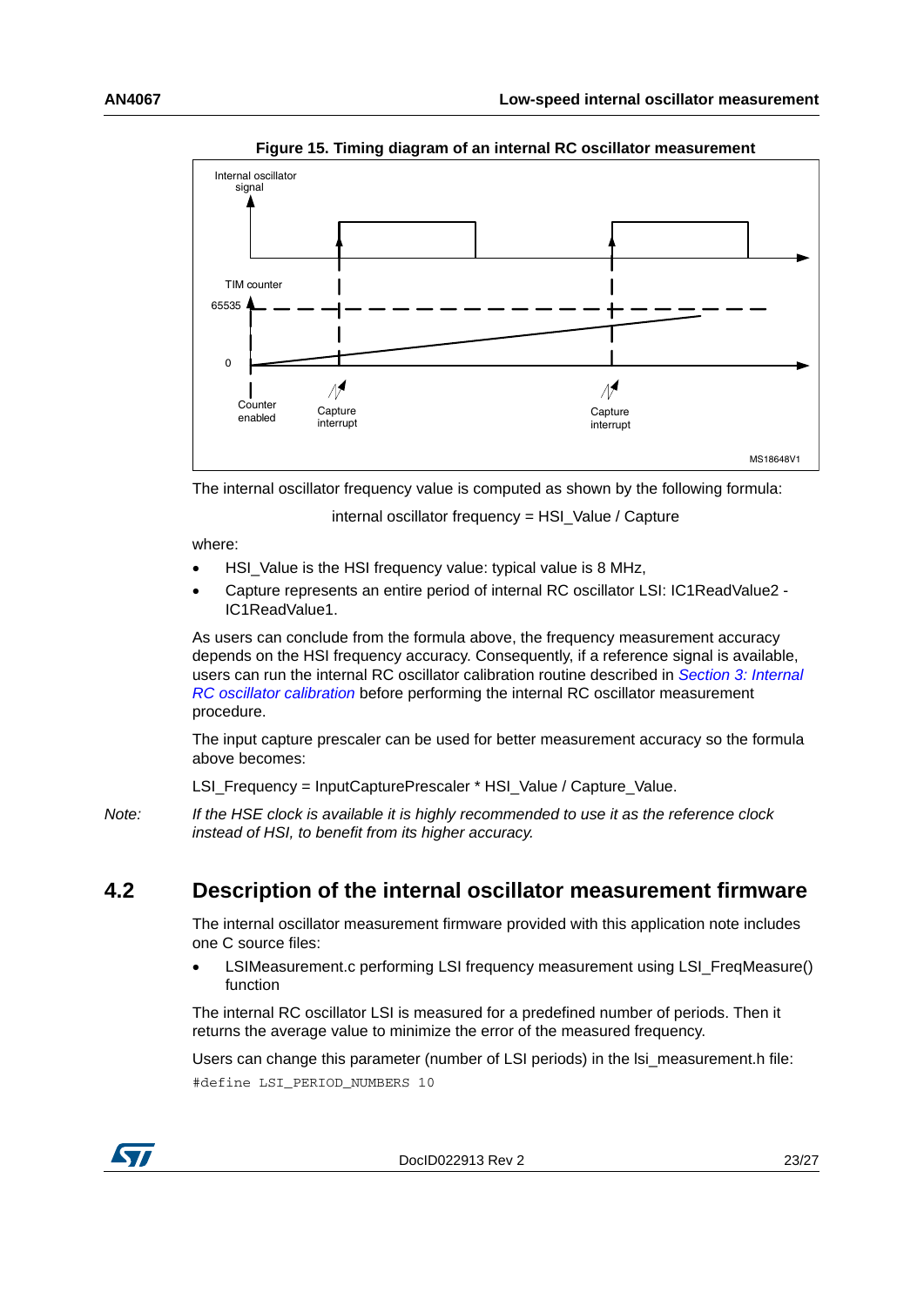**Figure 15. Timing diagram of an internal RC oscillator measurement**

The internal oscillator frequency value is computed as shown by the following formula:

internal oscillator frequency = HSI_Value / Capture

where:

- HSI_Value is the HSI frequency value: typical value is 8 MHz,
- Capture represents an entire period of internal RC oscillator LSI: IC1ReadValue2 - IC1ReadValue1.

As users can conclude from the formula above, the frequency measurement accuracy depends on the HSI frequency accuracy. Consequently, if a reference signal is available, users can run the internal RC oscillator calibration routine described in *Section 3: Internal RC oscillator calibration* before performing the internal RC oscillator measurement procedure.

The input capture prescaler can be used for better measurement accuracy so the formula above becomes:

LSI_Frequency = InputCapturePrescaler * HSI_Value / Capture_Value.

*Note: If the HSE clock is available it is highly recommended to use it as the reference clock instead of HSI, to benefit from its higher accuracy.*

## 4.2 Description of the internal oscillator measurement firmware

The internal oscillator measurement firmware provided with this application note includes one C source files:

- LSIMeasurement.c performing LSI frequency measurement using LSI_FreqMeasure() function

The internal RC oscillator LSI is measured for a predefined number of periods. Then it returns the average value to minimize the error of the measured frequency.

Users can change this parameter (number of LSI periods) in the lsi_measurement.h file:

```
#define LSI_PERIOD_NUMBERS 10
```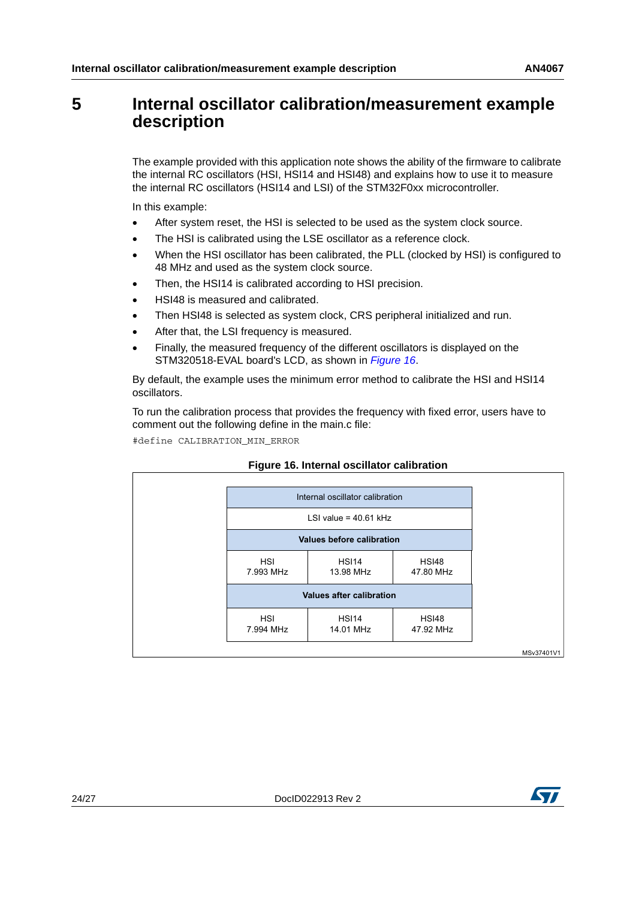# 5 Internal oscillator calibration/measurement example description

The example provided with this application note shows the ability of the firmware to calibrate the internal RC oscillators (HSI, HSI14 and HSI48) and explains how to use it to measure the internal RC oscillators (HSI14 and LSI) of the STM32F0xx microcontroller.

In this example:

- After system reset, the HSI is selected to be used as the system clock source.
- The HSI is calibrated using the LSE oscillator as a reference clock.
- When the HSI oscillator has been calibrated, the PLL (clocked by HSI) is configured to 48 MHz and used as the system clock source.
- Then, the HSI14 is calibrated according to HSI precision.
- HSI48 is measured and calibrated.
- Then HSI48 is selected as system clock, CRS peripheral initialized and run.
- After that, the LSI frequency is measured.
- Finally, the measured frequency of the different oscillators is displayed on the STM320518-EVAL board's LCD, as shown in *Figure 16*.

By default, the example uses the minimum error method to calibrate the HSI and HSI14 oscillators.

To run the calibration process that provides the frequency with fixed error, users have to comment out the following define in the main.c file:

```
#define CALIBRATION_MIN_ERROR
```

**Figure 16. Internal oscillator calibration**

| Internal oscillator calibration | | |
|---|---|---|
| LSI value = 40.61 kHz | | |
| **Values before calibration** | | |
| HSI<br>7.993 MHz | HSI14<br>13.98 MHz | HSI48<br>47.80 MHz |
| **Values after calibration** | | |
| HSI<br>7.994 MHz | HSI14<br>14.01 MHz | HSI48<br>47.92 MHz |

MSv37401V1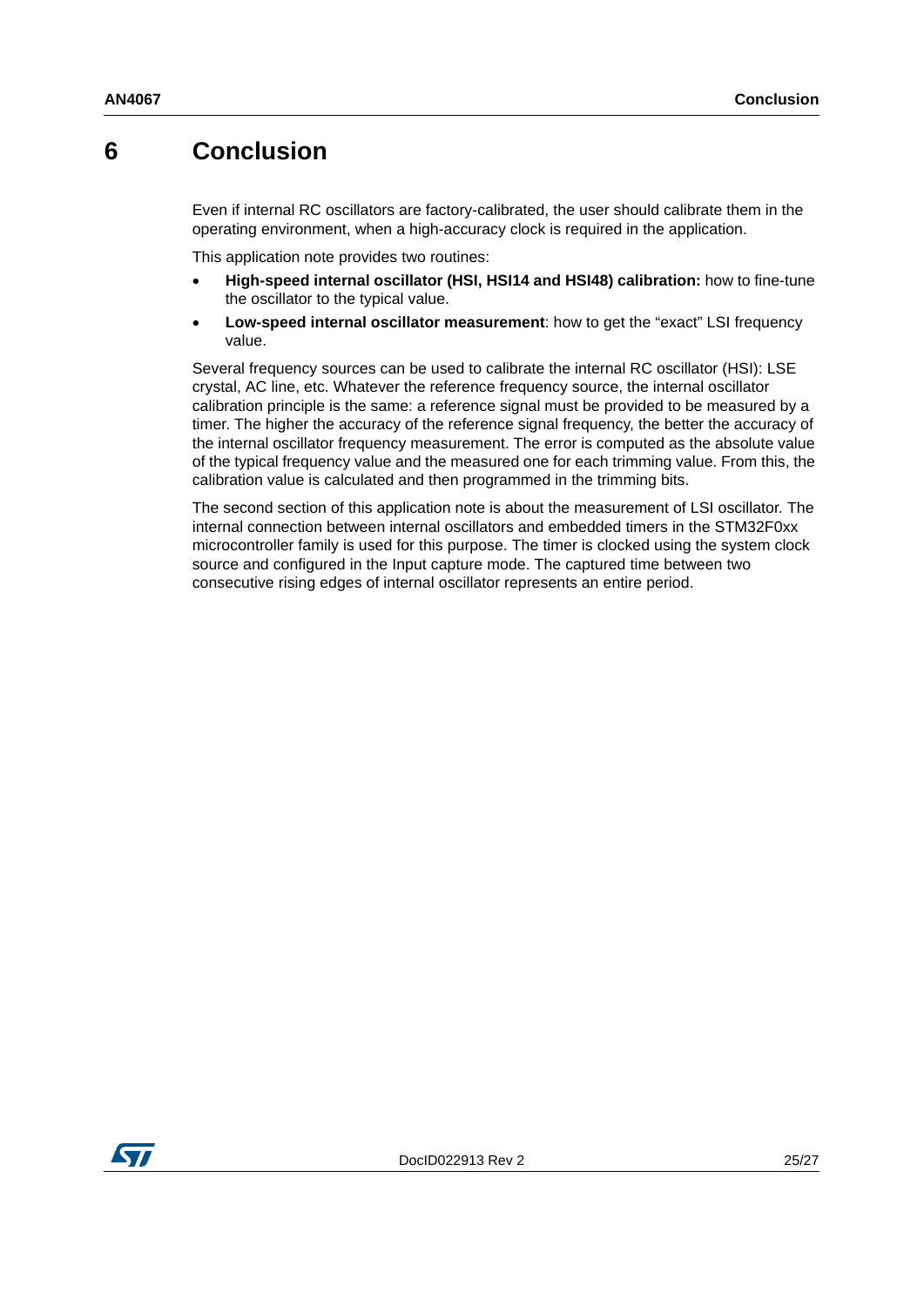# 6 Conclusion

Even if internal RC oscillators are factory-calibrated, the user should calibrate them in the operating environment, when a high-accuracy clock is required in the application.

This application note provides two routines:

- **High-speed internal oscillator (HSI, HSI14 and HSI48) calibration:** how to fine-tune the oscillator to the typical value.
- **Low-speed internal oscillator measurement**: how to get the “exact” LSI frequency value.

Several frequency sources can be used to calibrate the internal RC oscillator (HSI): LSE crystal, AC line, etc. Whatever the reference frequency source, the internal oscillator calibration principle is the same: a reference signal must be provided to be measured by a timer. The higher the accuracy of the reference signal frequency, the better the accuracy of the internal oscillator frequency measurement. The error is computed as the absolute value of the typical frequency value and the measured one for each trimming value. From this, the calibration value is calculated and then programmed in the trimming bits.

The second section of this application note is about the measurement of LSI oscillator. The internal connection between internal oscillators and embedded timers in the STM32F0xx microcontroller family is used for this purpose. The timer is clocked using the system clock source and configured in the Input capture mode. The captured time between two consecutive rising edges of internal oscillator represents an entire period.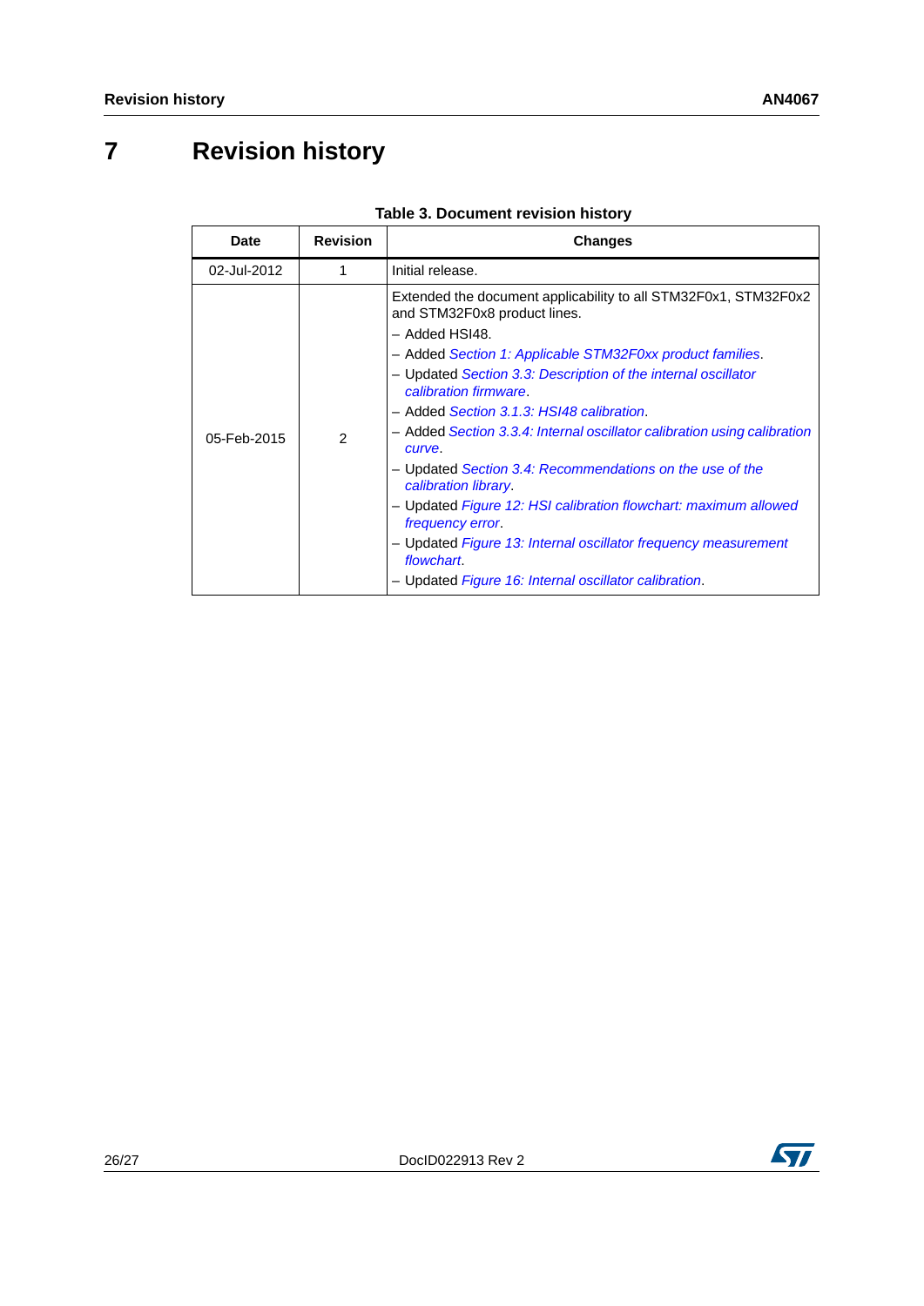# 7 Revision history

**Table 3. Document revision history**

| Date | Revision | Changes |
|---|---|---|
| 02-Jul-2012 | 1 | Initial release. |
| 05-Feb-2015 | 2 | Extended the document applicability to all STM32F0x1, STM32F0x2 and STM32F0x8 product lines.<br>– Added HSI48.<br>– Added *Section 1: Applicable STM32F0xx product families*.<br>– Updated *Section 3.3: Description of the internal oscillator calibration firmware*.<br>– Added *Section 3.1.3: HSI48 calibration*.<br>– Added *Section 3.3.4: Internal oscillator calibration using calibration curve*.<br>– Updated *Section 3.4: Recommendations on the use of the calibration library*.<br>– Updated *Figure 12: HSI calibration flowchart: maximum allowed frequency error*.<br>– Updated *Figure 13: Internal oscillator frequency measurement flowchart*.<br>– Updated *Figure 16: Internal oscillator calibration*. |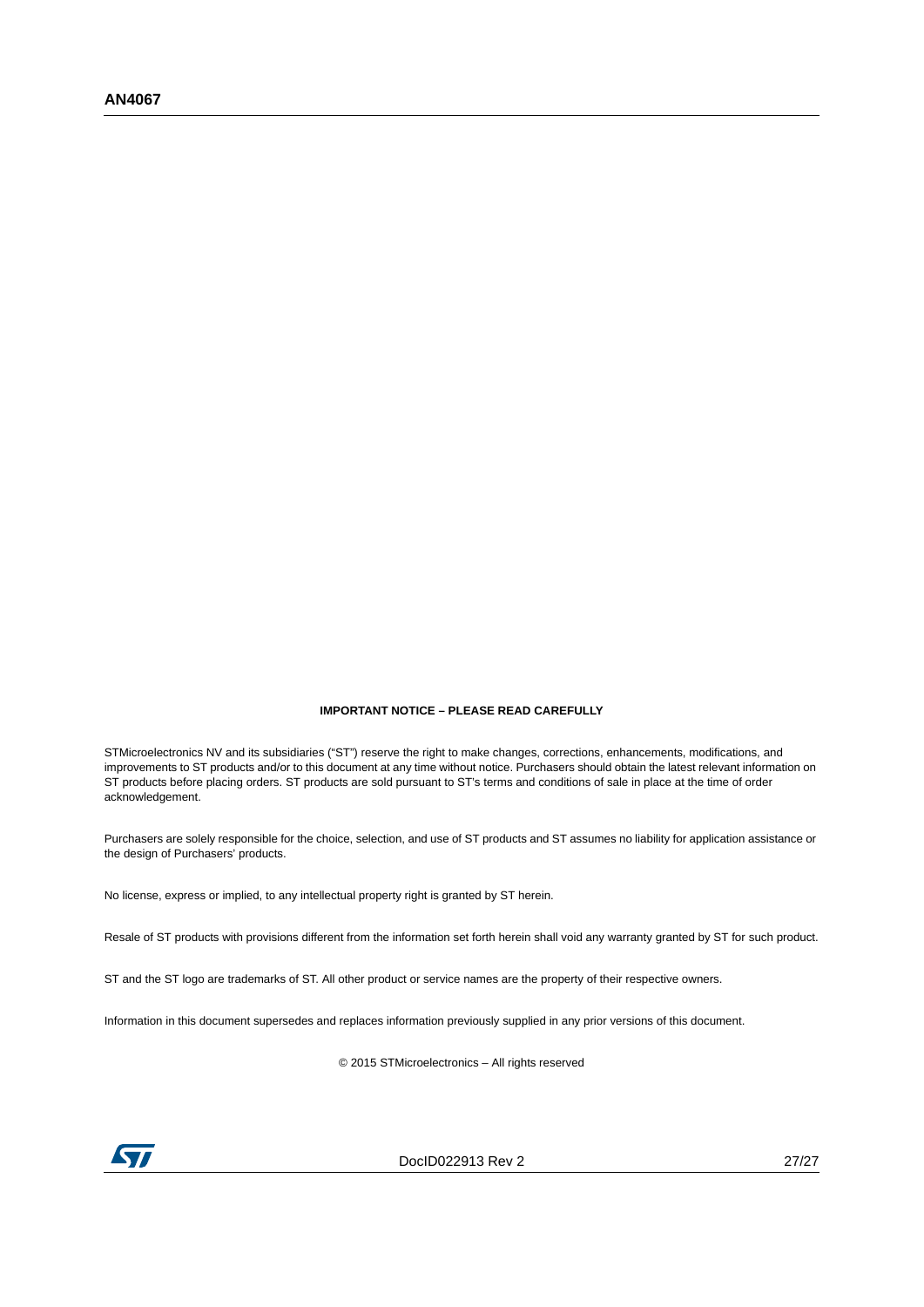**IMPORTANT NOTICE – PLEASE READ CAREFULLY**

STMicroelectronics NV and its subsidiaries (“ST”) reserve the right to make changes, corrections, enhancements, modifications, and improvements to ST products and/or to this document at any time without notice. Purchasers should obtain the latest relevant information on ST products before placing orders. ST products are sold pursuant to ST’s terms and conditions of sale in place at the time of order acknowledgement.

Purchasers are solely responsible for the choice, selection, and use of ST products and ST assumes no liability for application assistance or the design of Purchasers’ products.

No license, express or implied, to any intellectual property right is granted by ST herein.

Resale of ST products with provisions different from the information set forth herein shall void any warranty granted by ST for such product.

ST and the ST logo are trademarks of ST. All other product or service names are the property of their respective owners.

Information in this document supersedes and replaces information previously supplied in any prior versions of this document.

© 2015 STMicroelectronics – All rights reserved